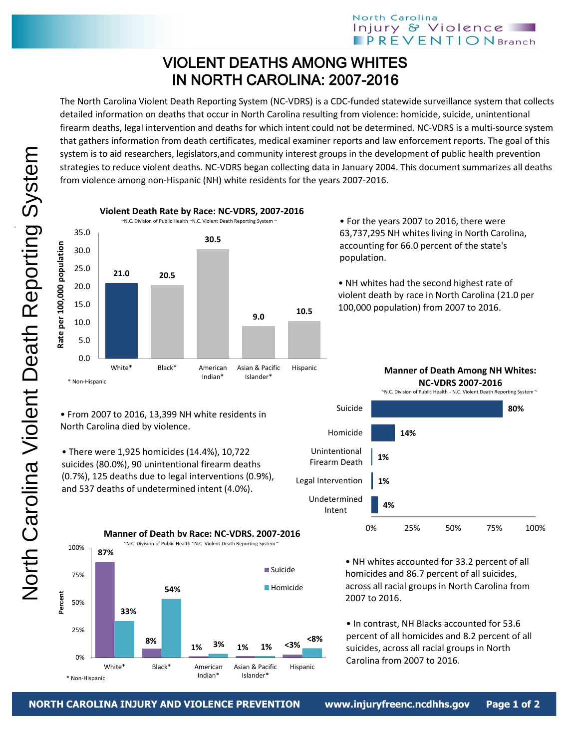# VIOLENT DEATHS AMONG WHITES IN NORTH CAROLINA: 2007-2016

The North Carolina Violent Death Reporting System (NC-VDRS) is a CDC-funded statewide surveillance system that collects detailed information on deaths that occur in North Carolina resulting from violence: homicide, suicide, unintentional firearm deaths, legal intervention and deaths for which intent could not be determined. NC-VDRS is a multi-source system that gathers information from death certificates, medical examiner reports and law enforcement reports. The goal of this system is to aid researchers, legislators,and community interest groups in the development of public health prevention strategies to reduce violent deaths. NC-VDRS began collecting data in January 2004. This document summarizes all deaths from violence among non-Hispanic (NH) white residents for the years 2007-2016.

**Violent Death Rate by Race: NC-VDRS, 2007-2016**

~N.C. Division of Public Health ~N.C. Violent Death Reporting System ~

| Race | Rate per 100,000 population |
|---|---|
| White* | 21.0 |
| Black* | 20.5 |
| American Indian* | 30.5 |
| Asian & Pacific Islander* | 9.0 |
| Hispanic | 10.5 |

\* Non-Hispanic

- For the years 2007 to 2016, there were 63,737,295 NH whites living in North Carolina, accounting for 66.0 percent of the state's population.
- NH whites had the second highest rate of violent death by race in North Carolina (21.0 per 100,000 population) from 2007 to 2016.

- From 2007 to 2016, 13,399 NH white residents in North Carolina died by violence.
- There were 1,925 homicides (14.4%), 10,722 suicides (80.0%), 90 unintentional firearm deaths (0.7%), 125 deaths due to legal interventions (0.9%), and 537 deaths of undetermined intent (4.0%).

**Manner of Death Among NH Whites: NC-VDRS 2007-2016**

~N.C. Division of Public Health - N.C. Violent Death Reporting System ~

| Manner of Death | Percent |
|---|---|
| Suicide | 80% |
| Homicide | 14% |
| Unintentional Firearm Death | 1% |
| Legal Intervention | 1% |
| Undetermined Intent | 4% |

**Manner of Death by Race: NC-VDRS. 2007-2016**

~N.C. Division of Public Health ~N.C. Violent Death Reporting System ~

| Race | Suicide | Homicide |
|---|---|---|
| White* | 87% | 33% |
| Black* | 8% | 54% |
| American Indian* | 1% | 3% |
| Asian & Pacific Islander* | 1% | 1% |
| Hispanic | <3% | <8% |

\* Non-Hispanic

- NH whites accounted for 33.2 percent of all homicides and 86.7 percent of all suicides, across all racial groups in North Carolina from 2007 to 2016.
- In contrast, NH Blacks accounted for 53.6 percent of all homicides and 8.2 percent of all suicides, across all racial groups in North Carolina from 2007 to 2016.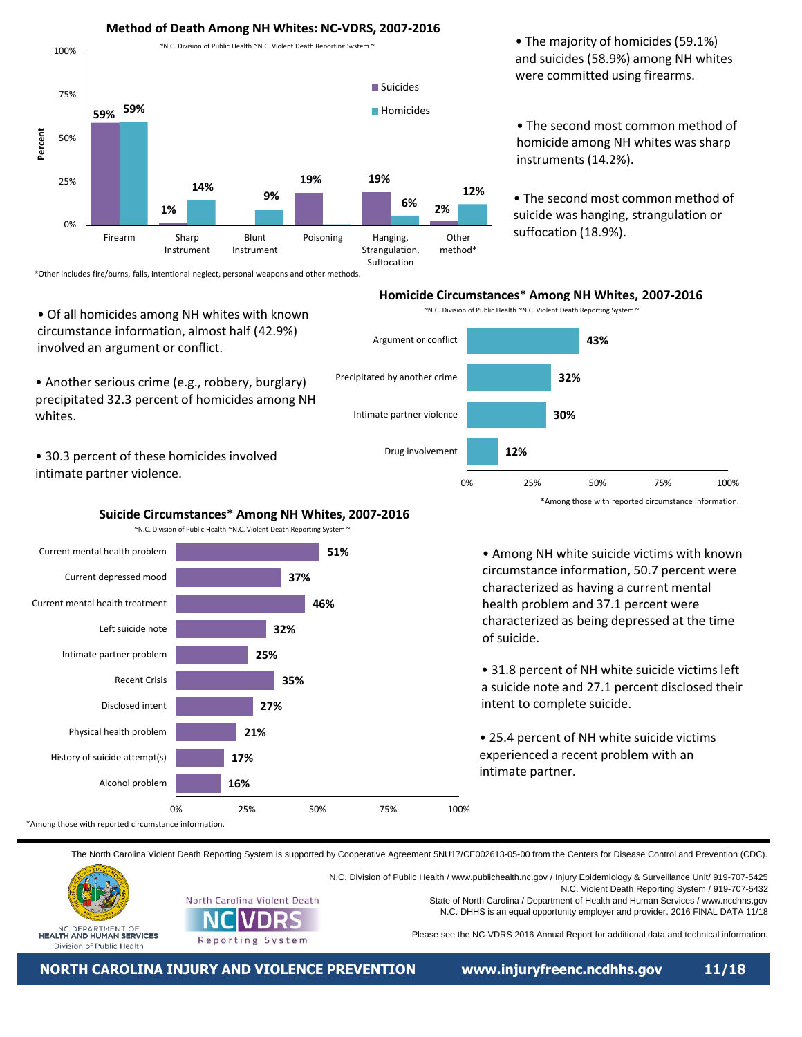## Method of Death Among NH Whites: NC-VDRS, 2007-2016

~N.C. Division of Public Health ~N.C. Violent Death Reporting System ~

Percent

100%
75%
50%
25%
0%

Suicides
Homicides

Firearm: 59% 59%
Sharp Instrument: 1% 14%
Blunt Instrument: 9%
Poisoning: 19%
Hanging, Strangulation, Suffocation: 19% 6%
Other method*: 2% 12%

*Other includes fire/burns, falls, intentional neglect, personal weapons and other methods.

- The majority of homicides (59.1%) and suicides (58.9%) among NH whites were committed using firearms.
- The second most common method of homicide among NH whites was sharp instruments (14.2%).
- The second most common method of suicide was hanging, strangulation or suffocation (18.9%).

## Homicide Circumstances* Among NH Whites, 2007-2016

~N.C. Division of Public Health ~N.C. Violent Death Reporting System ~

Argument or conflict: 43%
Precipitated by another crime: 32%
Intimate partner violence: 30%
Drug involvement: 12%

0% 25% 50% 75% 100%

*Among those with reported circumstance information.

- Of all homicides among NH whites with known circumstance information, almost half (42.9%) involved an argument or conflict.
- Another serious crime (e.g., robbery, burglary) precipitated 32.3 percent of homicides among NH whites.
- 30.3 percent of these homicides involved intimate partner violence.

## Suicide Circumstances* Among NH Whites, 2007-2016

~N.C. Division of Public Health ~N.C. Violent Death Reporting System ~

Current mental health problem: 51%
Current depressed mood: 37%
Current mental health treatment: 46%
Left suicide note: 32%
Intimate partner problem: 25%
Recent Crisis: 35%
Disclosed intent: 27%
Physical health problem: 21%
History of suicide attempt(s): 17%
Alcohol problem: 16%

0% 25% 50% 75% 100%

*Among those with reported circumstance information.

- Among NH white suicide victims with known circumstance information, 50.7 percent were characterized as having a current mental health problem and 37.1 percent were characterized as being depressed at the time of suicide.
- 31.8 percent of NH white suicide victims left a suicide note and 27.1 percent disclosed their intent to complete suicide.
- 25.4 percent of NH white suicide victims experienced a recent problem with an intimate partner.

The North Carolina Violent Death Reporting System is supported by Cooperative Agreement 5NU17/CE002613-05-00 from the Centers for Disease Control and Prevention (CDC).

NC DEPARTMENT OF HEALTH AND HUMAN SERVICES
Division of Public Health

North Carolina Violent Death
NC VDRS
Reporting System

N.C. Division of Public Health / www.publichealth.nc.gov / Injury Epidemiology & Surveillance Unit/ 919-707-5425
N.C. Violent Death Reporting System / 919-707-5432
State of North Carolina / Department of Health and Human Services / www.ncdhhs.gov
N.C. DHHS is an equal opportunity employer and provider. 2016 FINAL DATA 11/18

Please see the NC-VDRS 2016 Annual Report for additional data and technical information.

**NORTH CAROLINA INJURY AND VIOLENCE PREVENTION** **www.injuryfreenc.ncdhhs.gov** **11/18**